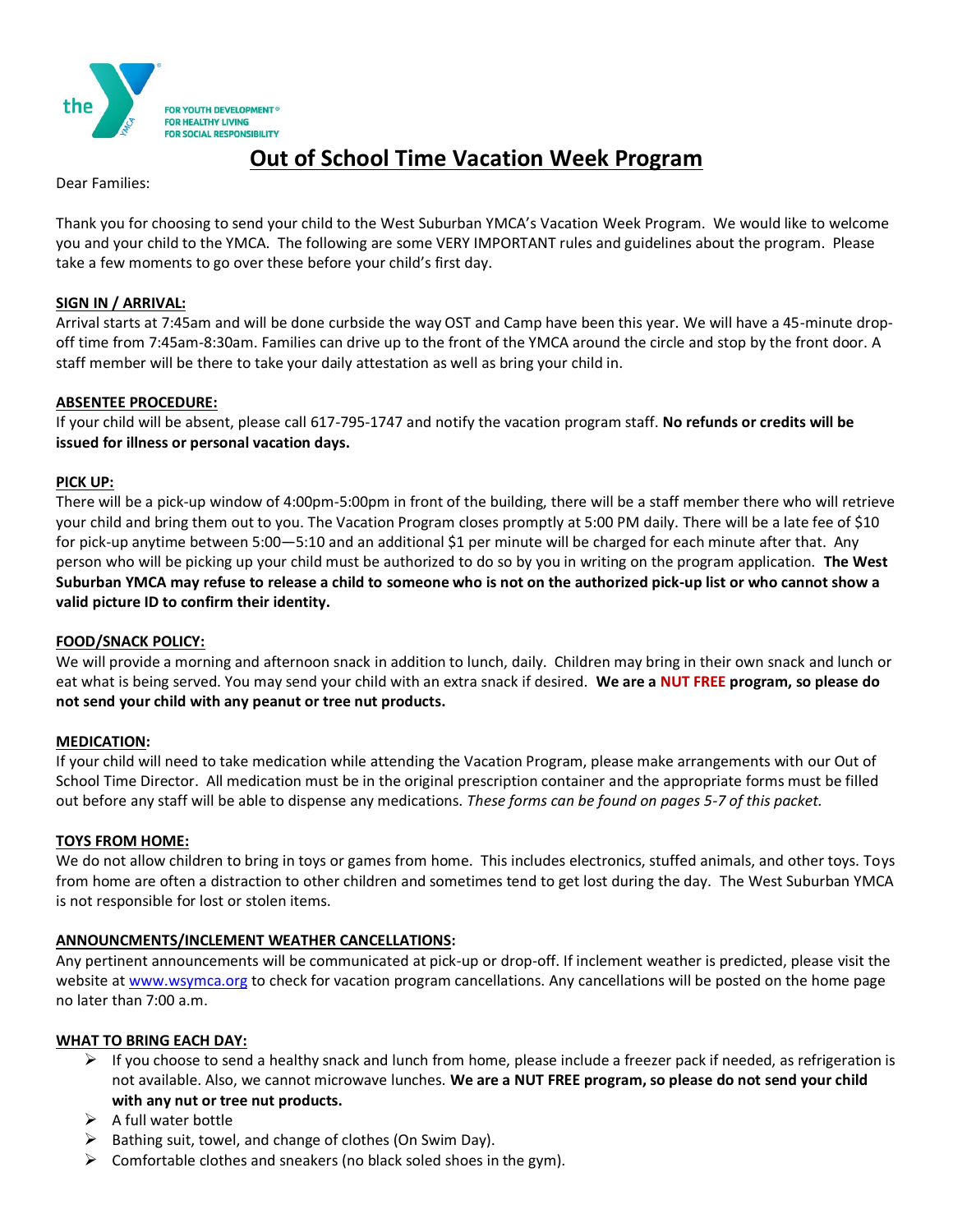# Out of School Time Vacation Week Program

Dear Families:

Thank you for choosing to send your child to the West Suburban YMCA's Vacation Week Program. We would like to welcome you and your child to the YMCA. The following are some VERY IMPORTANT rules and guidelines about the program. Please take a few moments to go over these before your child's first day.

## SIGN IN / ARRIVAL:

Arrival starts at 7:45am and will be done curbside the way OST and Camp have been this year. We will have a 45-minute drop-off time from 7:45am-8:30am. Families can drive up to the front of the YMCA around the circle and stop by the front door. A staff member will be there to take your daily attestation as well as bring your child in.

## ABSENTEE PROCEDURE:

If your child will be absent, please call 617-795-1747 and notify the vacation program staff. **No refunds or credits will be issued for illness or personal vacation days.**

## PICK UP:

There will be a pick-up window of 4:00pm-5:00pm in front of the building, there will be a staff member there who will retrieve your child and bring them out to you. The Vacation Program closes promptly at 5:00 PM daily. There will be a late fee of $10 for pick-up anytime between 5:00—5:10 and an additional $1 per minute will be charged for each minute after that. Any person who will be picking up your child must be authorized to do so by you in writing on the program application. **The West Suburban YMCA may refuse to release a child to someone who is not on the authorized pick-up list or who cannot show a valid picture ID to confirm their identity.**

## FOOD/SNACK POLICY:

We will provide a morning and afternoon snack in addition to lunch, daily. Children may bring in their own snack and lunch or eat what is being served. You may send your child with an extra snack if desired. **We are a NUT FREE program, so please do not send your child with any peanut or tree nut products.**

## MEDICATION:

If your child will need to take medication while attending the Vacation Program, please make arrangements with our Out of School Time Director. All medication must be in the original prescription container and the appropriate forms must be filled out before any staff will be able to dispense any medications. *These forms can be found on pages 5-7 of this packet.*

## TOYS FROM HOME:

We do not allow children to bring in toys or games from home. This includes electronics, stuffed animals, and other toys. Toys from home are often a distraction to other children and sometimes tend to get lost during the day. The West Suburban YMCA is not responsible for lost or stolen items.

## ANNOUNCMENTS/INCLEMENT WEATHER CANCELLATIONS:

Any pertinent announcements will be communicated at pick-up or drop-off. If inclement weather is predicted, please visit the website at www.wsymca.org to check for vacation program cancellations. Any cancellations will be posted on the home page no later than 7:00 a.m.

## WHAT TO BRING EACH DAY:

- If you choose to send a healthy snack and lunch from home, please include a freezer pack if needed, as refrigeration is not available. Also, we cannot microwave lunches. **We are a NUT FREE program, so please do not send your child with any nut or tree nut products.**
- A full water bottle
- Bathing suit, towel, and change of clothes (On Swim Day).
- Comfortable clothes and sneakers (no black soled shoes in the gym).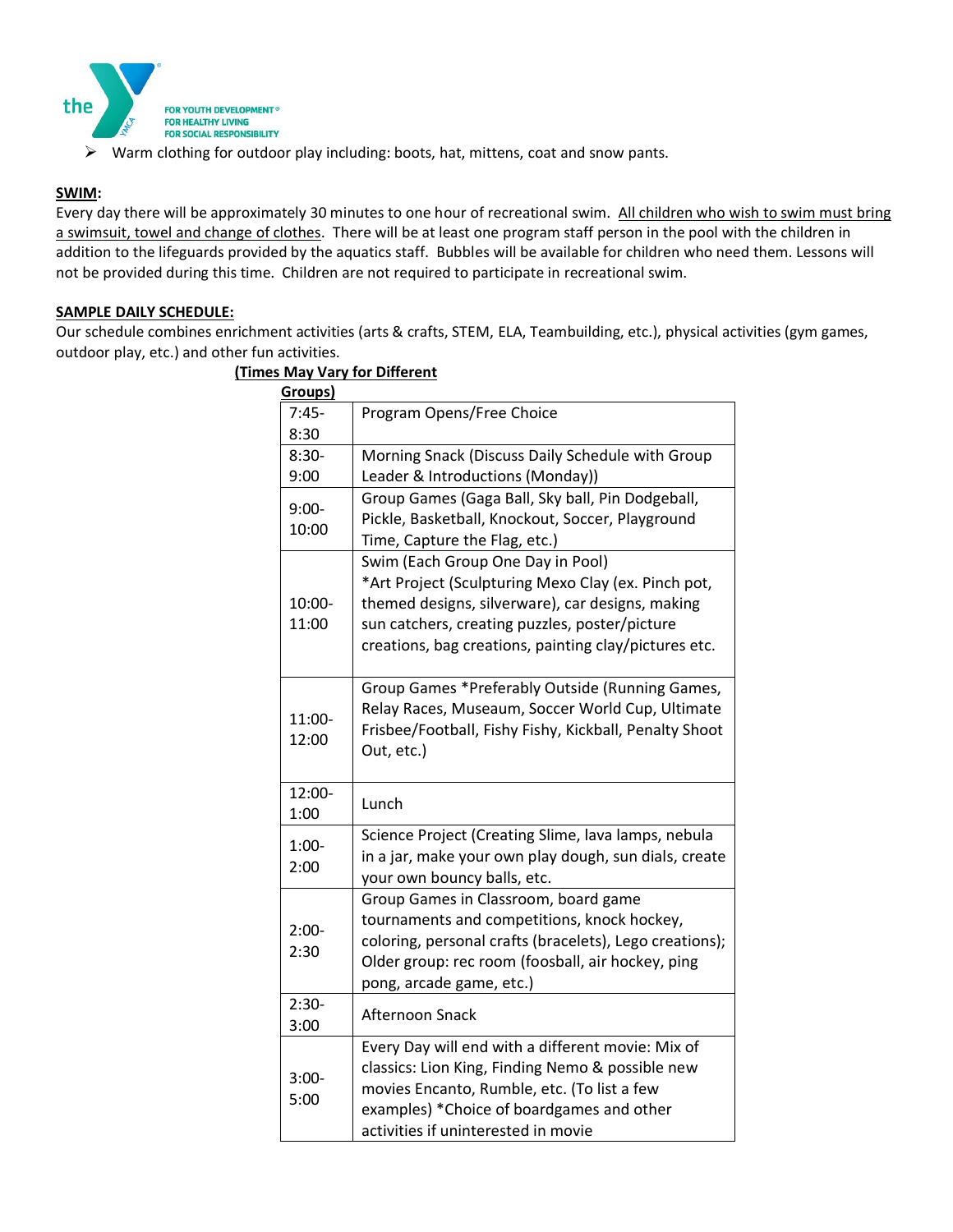- Warm clothing for outdoor play including: boots, hat, mittens, coat and snow pants.

**SWIM:**

Every day there will be approximately 30 minutes to one hour of recreational swim. All children who wish to swim must bring a swimsuit, towel and change of clothes. There will be at least one program staff person in the pool with the children in addition to the lifeguards provided by the aquatics staff. Bubbles will be available for children who need them. Lessons will not be provided during this time. Children are not required to participate in recreational swim.

**SAMPLE DAILY SCHEDULE:**

Our schedule combines enrichment activities (arts & crafts, STEM, ELA, Teambuilding, etc.), physical activities (gym games, outdoor play, etc.) and other fun activities.

**(Times May Vary for Different Groups)**

| Time | Activity |
|---|---|
| 7:45-8:30 | Program Opens/Free Choice |
| 8:30-9:00 | Morning Snack (Discuss Daily Schedule with Group Leader & Introductions (Monday)) |
| 9:00-10:00 | Group Games (Gaga Ball, Sky ball, Pin Dodgeball, Pickle, Basketball, Knockout, Soccer, Playground Time, Capture the Flag, etc.) |
| 10:00-11:00 | Swim (Each Group One Day in Pool) *Art Project (Sculpturing Mexo Clay (ex. Pinch pot, themed designs, silverware), car designs, making sun catchers, creating puzzles, poster/picture creations, bag creations, painting clay/pictures etc. |
| 11:00-12:00 | Group Games *Preferably Outside (Running Games, Relay Races, Museaum, Soccer World Cup, Ultimate Frisbee/Football, Fishy Fishy, Kickball, Penalty Shoot Out, etc.) |
| 12:00-1:00 | Lunch |
| 1:00-2:00 | Science Project (Creating Slime, lava lamps, nebula in a jar, make your own play dough, sun dials, create your own bouncy balls, etc. |
| 2:00-2:30 | Group Games in Classroom, board game tournaments and competitions, knock hockey, coloring, personal crafts (bracelets), Lego creations); Older group: rec room (foosball, air hockey, ping pong, arcade game, etc.) |
| 2:30-3:00 | Afternoon Snack |
| 3:00-5:00 | Every Day will end with a different movie: Mix of classics: Lion King, Finding Nemo & possible new movies Encanto, Rumble, etc. (To list a few examples) *Choice of boardgames and other activities if uninterested in movie |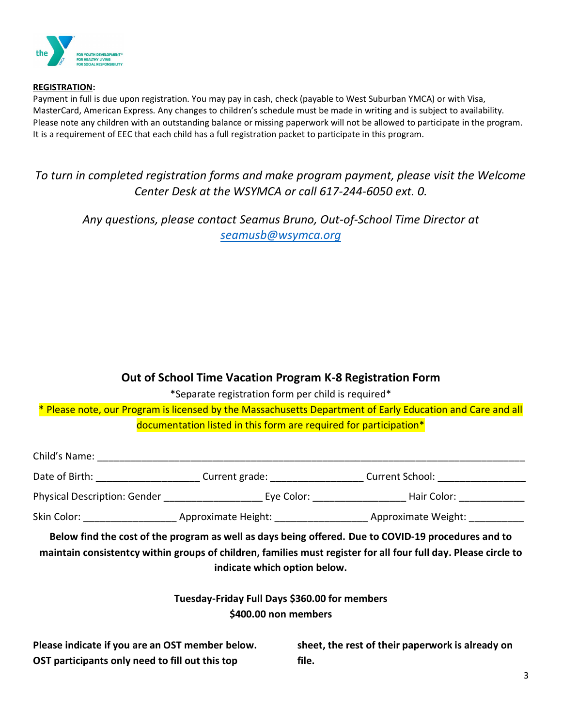**REGISTRATION:**

Payment in full is due upon registration. You may pay in cash, check (payable to West Suburban YMCA) or with Visa, MasterCard, American Express. Any changes to children's schedule must be made in writing and is subject to availability. Please note any children with an outstanding balance or missing paperwork will not be allowed to participate in the program. It is a requirement of EEC that each child has a full registration packet to participate in this program.

*To turn in completed registration forms and make program payment, please visit the Welcome Center Desk at the WSYMCA or call 617-244-6050 ext. 0.*

*Any questions, please contact Seamus Bruno, Out-of-School Time Director at [seamusb@wsymca.org](mailto:seamusb@wsymca.org)*

## Out of School Time Vacation Program K-8 Registration Form

*Separate registration form per child is required*

* Please note, our Program is licensed by the Massachusetts Department of Early Education and Care and all documentation listed in this form are required for participation*

Child's Name: ______________________________________________________________________________

Date of Birth: __________________ Current grade: ________________ Current School: _______________

Physical Description: Gender _________________ Eye Color: ________________ Hair Color: ___________

Skin Color: ________________ Approximate Height: ________________ Approximate Weight: __________

**Below find the cost of the program as well as days being offered. Due to COVID-19 procedures and to maintain consistentcy within groups of children, families must register for all four full day. Please circle to indicate which option below.**

**Tuesday-Friday Full Days $360.00 for members**
**$400.00 non members**

**Please indicate if you are an OST member below. OST participants only need to fill out this top sheet, the rest of their paperwork is already on file.**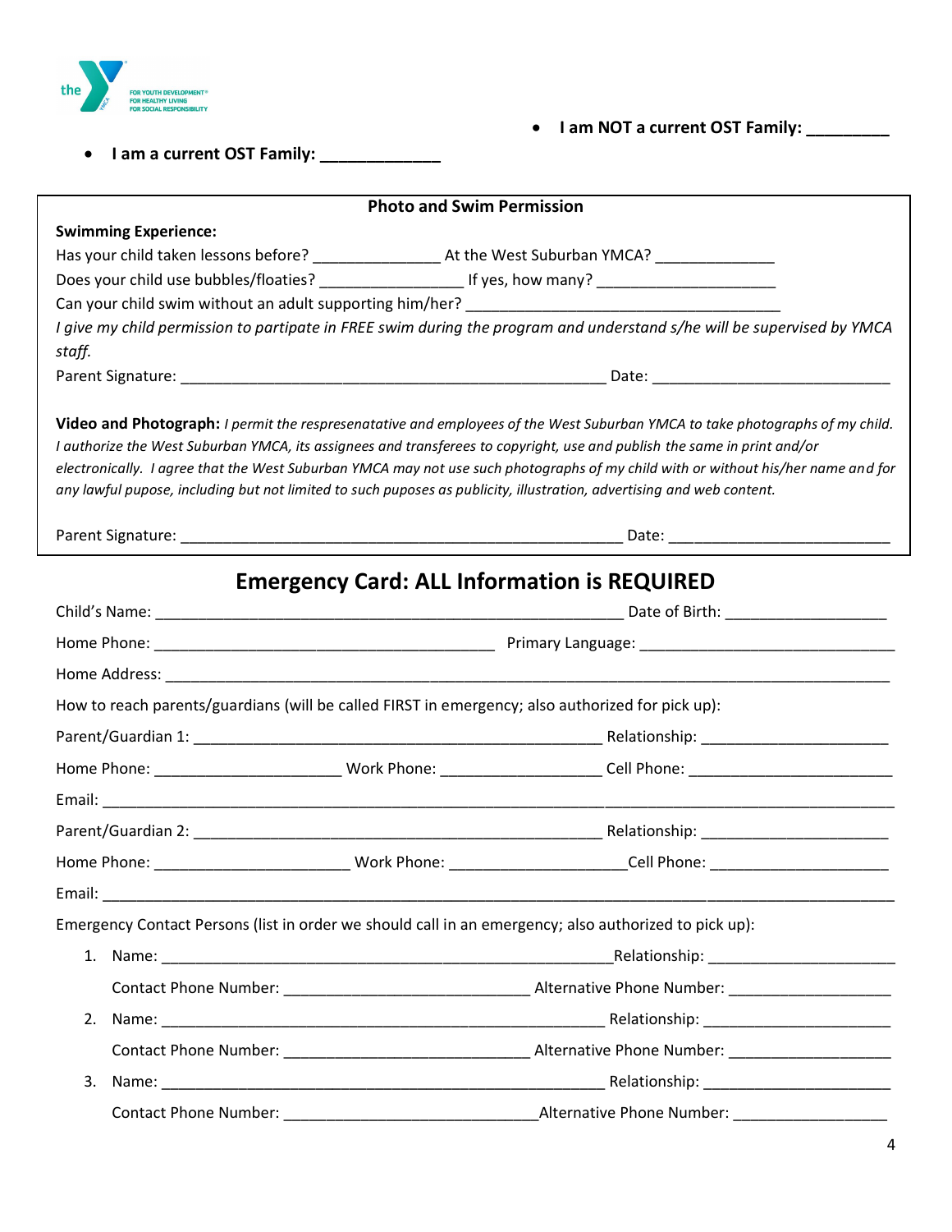- **I am NOT a current OST Family: _________**

- **I am a current OST Family: _____________**

**Photo and Swim Permission**

**Swimming Experience:**

Has your child taken lessons before? _______________ At the West Suburban YMCA? ______________

Does your child use bubbles/floaties? _________________ If yes, how many? ______________________

Can your child swim without an adult supporting him/her? ______________________________________

*I give my child permission to partipate in FREE swim during the program and understand s/he will be supervised by YMCA staff.*

Parent Signature: _____________________________________________________ Date: ______________________________

**Video and Photograph:** *I permit the respresenatative and employees of the West Suburban YMCA to take photographs of my child. I authorize the West Suburban YMCA, its assignees and transferees to copyright, use and publish the same in print and/or electronically. I agree that the West Suburban YMCA may not use such photographs of my child with or without his/her name and for any lawful pupose, including but not limited to such puposes as publicity, illustration, advertising and web content.*

Parent Signature: ________________________________________________________ Date: ____________________________

## Emergency Card: ALL Information is REQUIRED

Child's Name: ___________________________________________________________ Date of Birth: ____________________

Home Phone: ___________________________________________ Primary Language: ________________________________

Home Address: _______________________________________________________________________________________________

How to reach parents/guardians (will be called FIRST in emergency; also authorized for pick up):

Parent/Guardian 1: ____________________________________________________ Relationship: ________________________

Home Phone: ______________________ Work Phone: ___________________ Cell Phone: _________________________

Email: ______________________________________________________________________________________________________

Parent/Guardian 2: ____________________________________________________ Relationship: ________________________

Home Phone: ________________________ Work Phone: _____________________Cell Phone: ______________________

Email: ______________________________________________________________________________________________________

Emergency Contact Persons (list in order we should call in an emergency; also authorized to pick up):

1. Name: ________________________________________________________Relationship: _______________________

   Contact Phone Number: _______________________________ Alternative Phone Number: ____________________

2. Name: ________________________________________________________ Relationship: _______________________

   Contact Phone Number: _______________________________ Alternative Phone Number: ____________________

3. Name: ________________________________________________________ Relationship: _______________________

   Contact Phone Number: ________________________________Alternative Phone Number: ___________________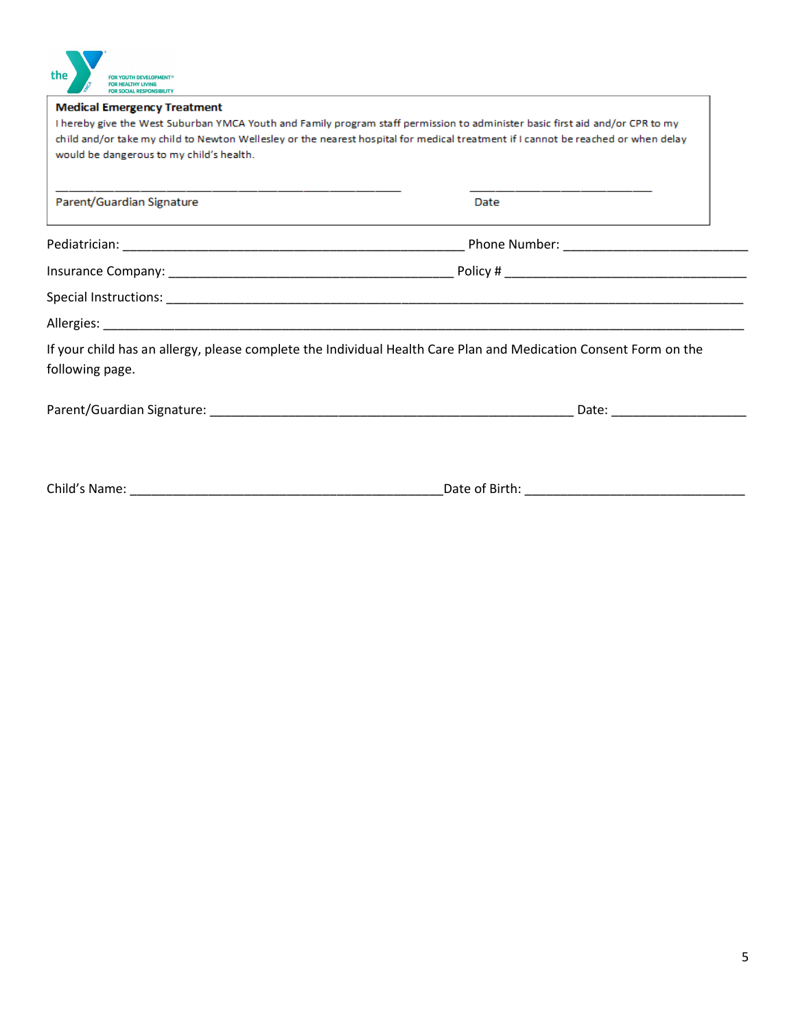**Medical Emergency Treatment**

I hereby give the West Suburban YMCA Youth and Family program staff permission to administer basic first aid and/or CPR to my child and/or take my child to Newton Wellesley or the nearest hospital for medical treatment if I cannot be reached or when delay would be dangerous to my child's health.

_____________________________________________ &nbsp;&nbsp;&nbsp;&nbsp; ________________________

Parent/Guardian Signature &nbsp;&nbsp;&nbsp;&nbsp; Date

Pediatrician: _____________________________________________ Phone Number: ________________________

Insurance Company: ______________________________________ Policy # ________________________________

Special Instructions: ___________________________________________________________________________

Allergies: ___________________________________________________________________________________

If your child has an allergy, please complete the Individual Health Care Plan and Medication Consent Form on the following page.

Parent/Guardian Signature: ________________________________________________ Date: __________________

Child's Name: __________________________________________Date of Birth: _____________________________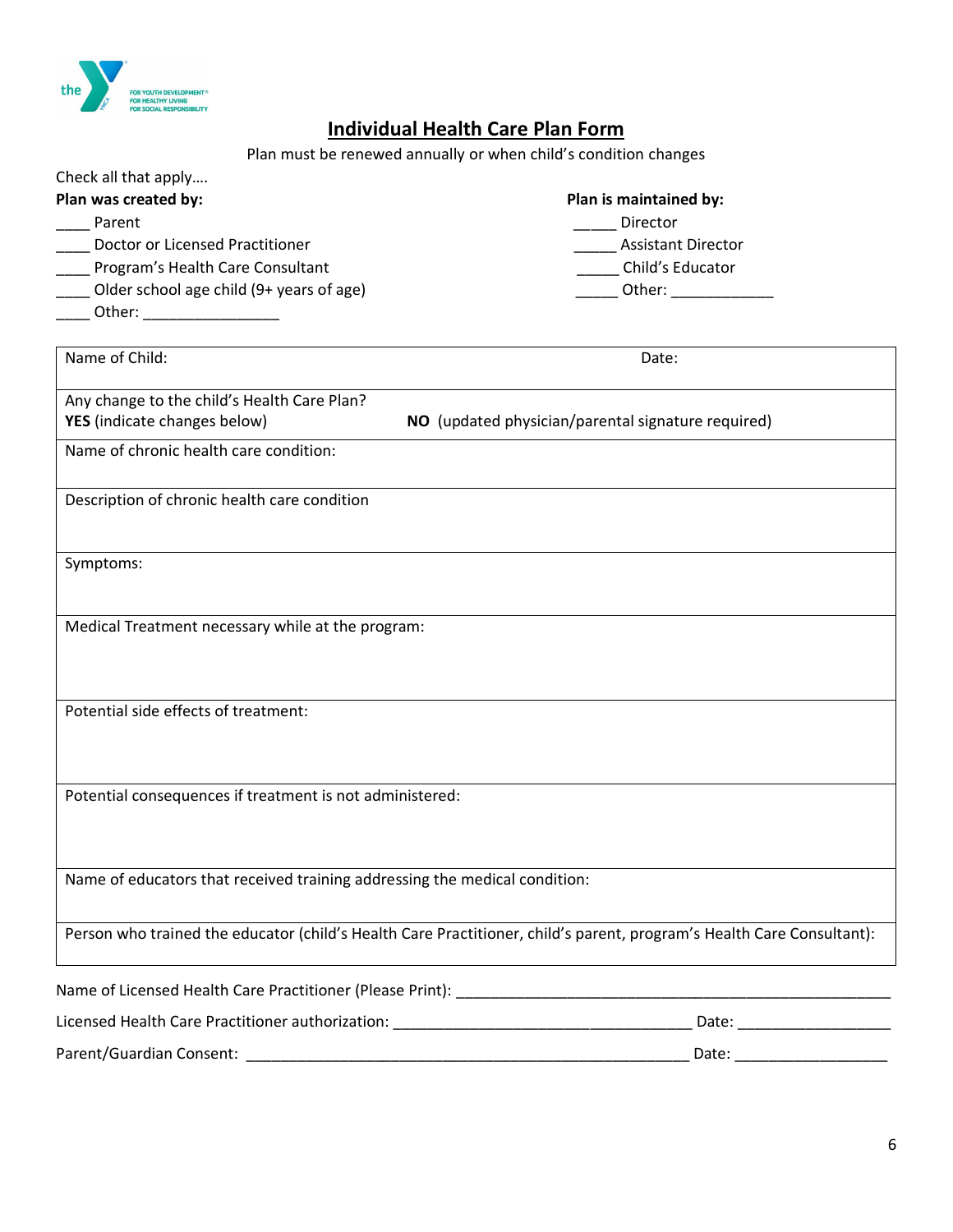# Individual Health Care Plan Form

Plan must be renewed annually or when child's condition changes

Check all that apply….

**Plan was created by:**

____ Parent

____ Doctor or Licensed Practitioner

____ Program's Health Care Consultant

____ Older school age child (9+ years of age)

____ Other: ________________

**Plan is maintained by:**

_____ Director

_____ Assistant Director

_____ Child's Educator

_____ Other: ____________

| Name of Child: | Date: |
|---|---|
| Any change to the child's Health Care Plan?<br>**YES** (indicate changes below) | **NO** (updated physician/parental signature required) |
| Name of chronic health care condition: | |
| Description of chronic health care condition | |
| Symptoms: | |
| Medical Treatment necessary while at the program: | |
| Potential side effects of treatment: | |
| Potential consequences if treatment is not administered: | |
| Name of educators that received training addressing the medical condition: | |
| Person who trained the educator (child's Health Care Practitioner, child's parent, program's Health Care Consultant): | |

Name of Licensed Health Care Practitioner (Please Print): ____________________________________________________

Licensed Health Care Practitioner authorization: ___________________________________ Date: __________________

Parent/Guardian Consent: ____________________________________________________ Date: __________________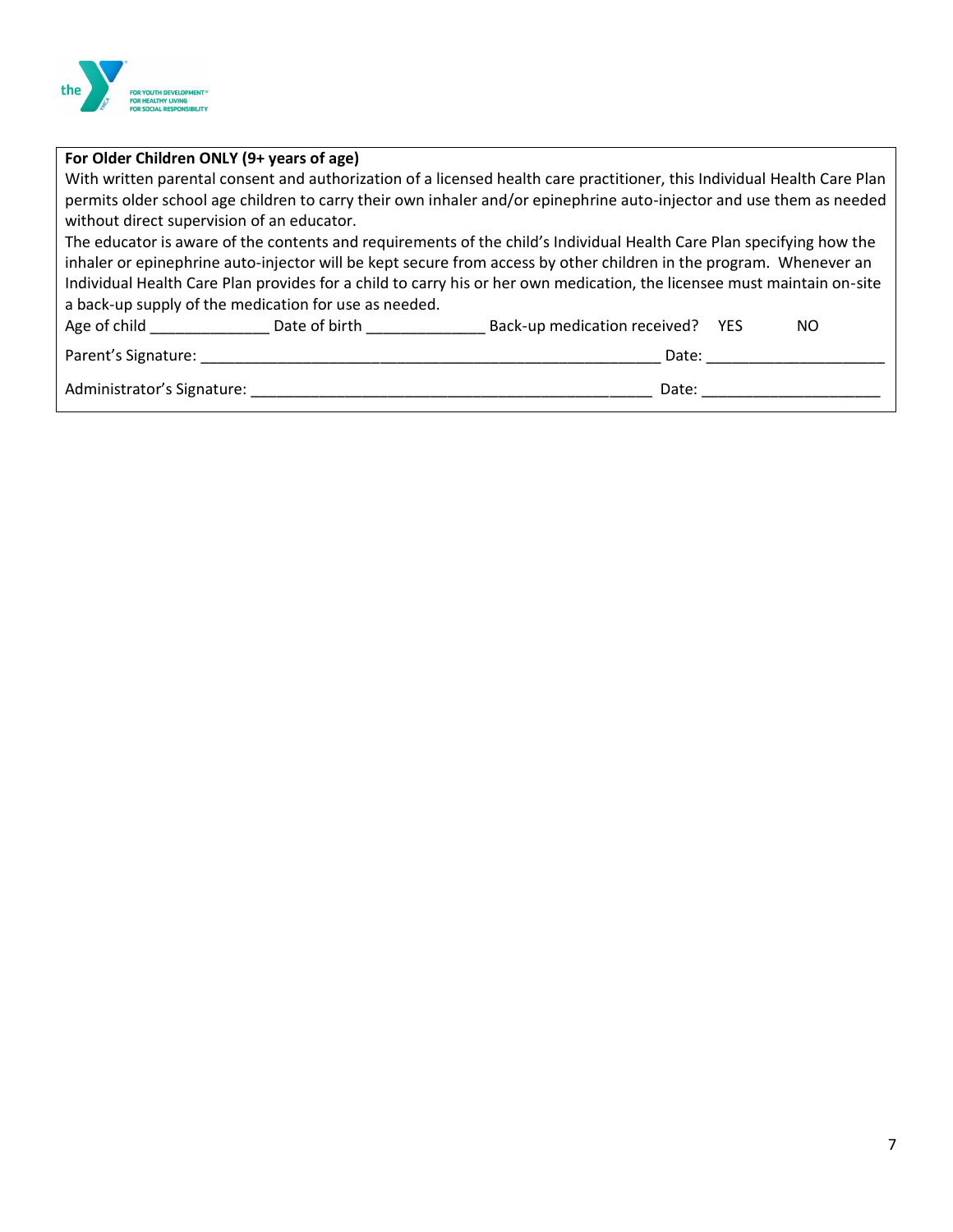**For Older Children ONLY (9+ years of age)**

With written parental consent and authorization of a licensed health care practitioner, this Individual Health Care Plan permits older school age children to carry their own inhaler and/or epinephrine auto-injector and use them as needed without direct supervision of an educator.

The educator is aware of the contents and requirements of the child's Individual Health Care Plan specifying how the inhaler or epinephrine auto-injector will be kept secure from access by other children in the program. Whenever an Individual Health Care Plan provides for a child to carry his or her own medication, the licensee must maintain on-site a back-up supply of the medication for use as needed.

Age of child ______________ Date of birth ______________ Back-up medication received? YES NO

Parent's Signature: ________________________________________________________ Date: ______________________

Administrator's Signature: __________________________________________________ Date: ______________________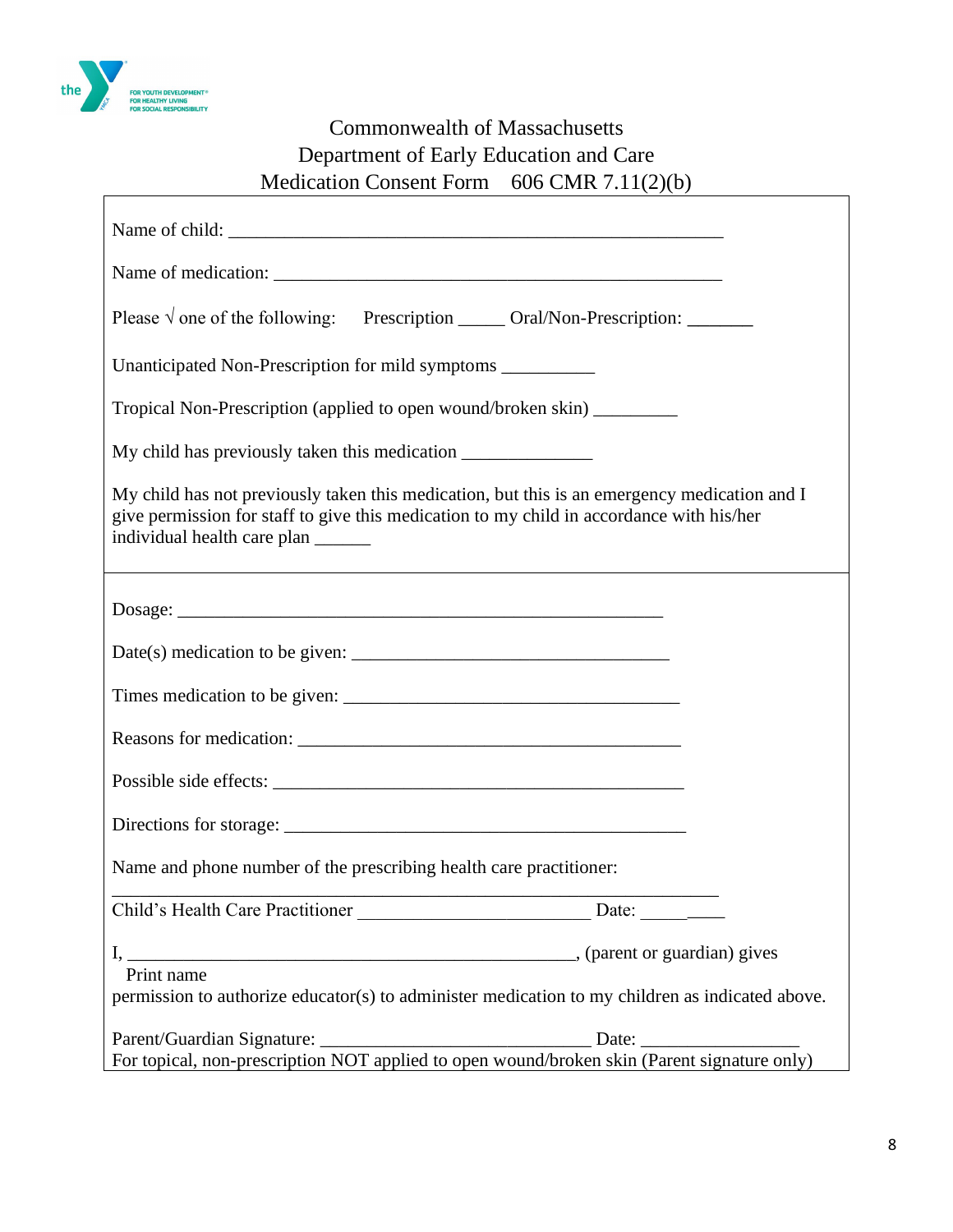Commonwealth of Massachusetts
Department of Early Education and Care
Medication Consent Form 606 CMR 7.11(2)(b)

Name of child: ______________________________________________________

Name of medication: _________________________________________________

Please √ one of the following: Prescription _____ Oral/Non-Prescription: _______

Unanticipated Non-Prescription for mild symptoms __________

Tropical Non-Prescription (applied to open wound/broken skin) _________

My child has previously taken this medication ______________

My child has not previously taken this medication, but this is an emergency medication and I give permission for staff to give this medication to my child in accordance with his/her individual health care plan ______

Dosage: ______________________________________________________

Date(s) medication to be given: ___________________________________

Times medication to be given: ____________________________________

Reasons for medication: _________________________________________

Possible side effects: ____________________________________________

Directions for storage: ___________________________________________

Name and phone number of the prescribing health care practitioner:

___________________________________________________________________

Child's Health Care Practitioner ________________________ Date: _________

I, ___________________________________________________, (parent or guardian) gives
Print name
permission to authorize educator(s) to administer medication to my children as indicated above.

Parent/Guardian Signature: _____________________________ Date: ________________
For topical, non-prescription NOT applied to open wound/broken skin (Parent signature only)